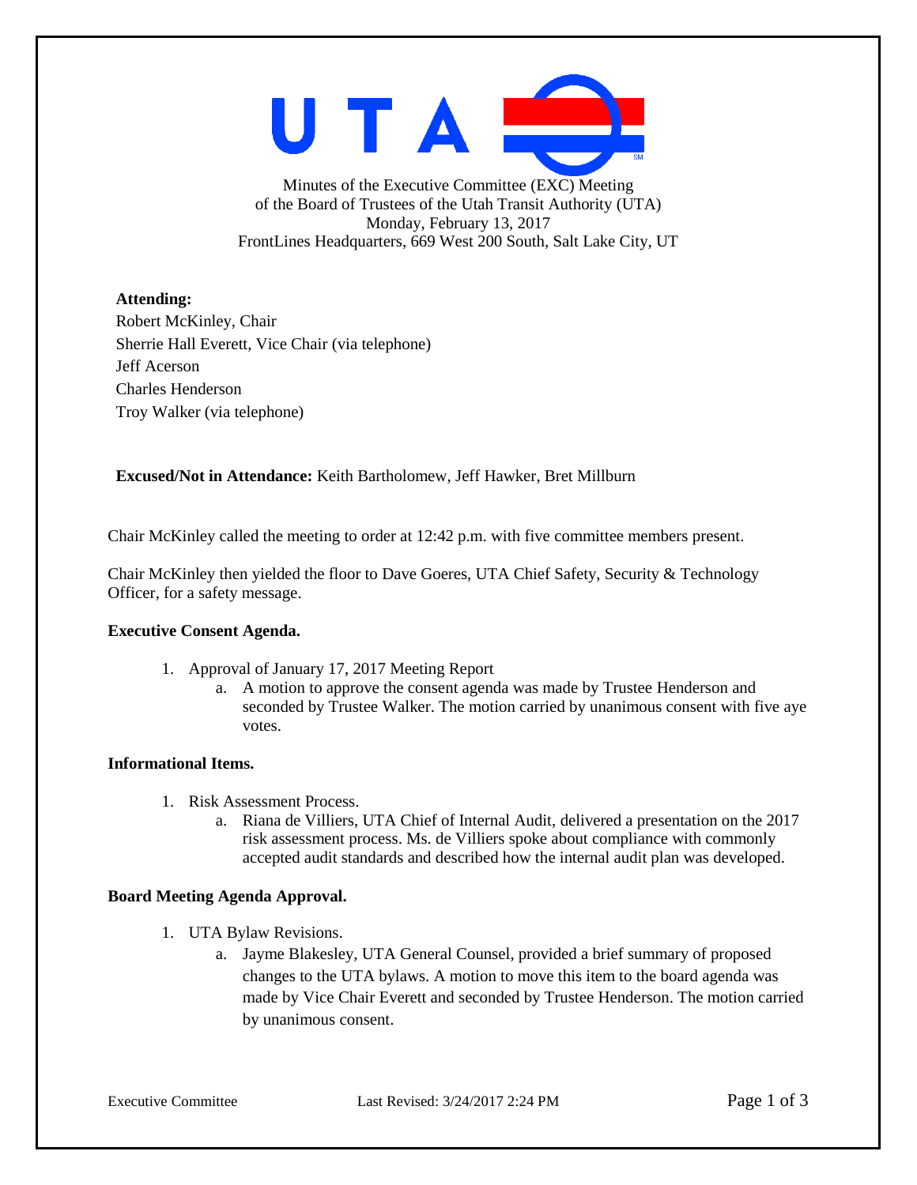Minutes of the Executive Committee (EXC) Meeting
of the Board of Trustees of the Utah Transit Authority (UTA)
Monday, February 13, 2017
FrontLines Headquarters, 669 West 200 South, Salt Lake City, UT

**Attending:**
Robert McKinley, Chair
Sherrie Hall Everett, Vice Chair (via telephone)
Jeff Acerson
Charles Henderson
Troy Walker (via telephone)

**Excused/Not in Attendance:** Keith Bartholomew, Jeff Hawker, Bret Millburn

Chair McKinley called the meeting to order at 12:42 p.m. with five committee members present.

Chair McKinley then yielded the floor to Dave Goeres, UTA Chief Safety, Security & Technology Officer, for a safety message.

**Executive Consent Agenda.**

1. Approval of January 17, 2017 Meeting Report
   a. A motion to approve the consent agenda was made by Trustee Henderson and seconded by Trustee Walker. The motion carried by unanimous consent with five aye votes.

**Informational Items.**

1. Risk Assessment Process.
   a. Riana de Villiers, UTA Chief of Internal Audit, delivered a presentation on the 2017 risk assessment process. Ms. de Villiers spoke about compliance with commonly accepted audit standards and described how the internal audit plan was developed.

**Board Meeting Agenda Approval.**

1. UTA Bylaw Revisions.
   a. Jayme Blakesley, UTA General Counsel, provided a brief summary of proposed changes to the UTA bylaws. A motion to move this item to the board agenda was made by Vice Chair Everett and seconded by Trustee Henderson. The motion carried by unanimous consent.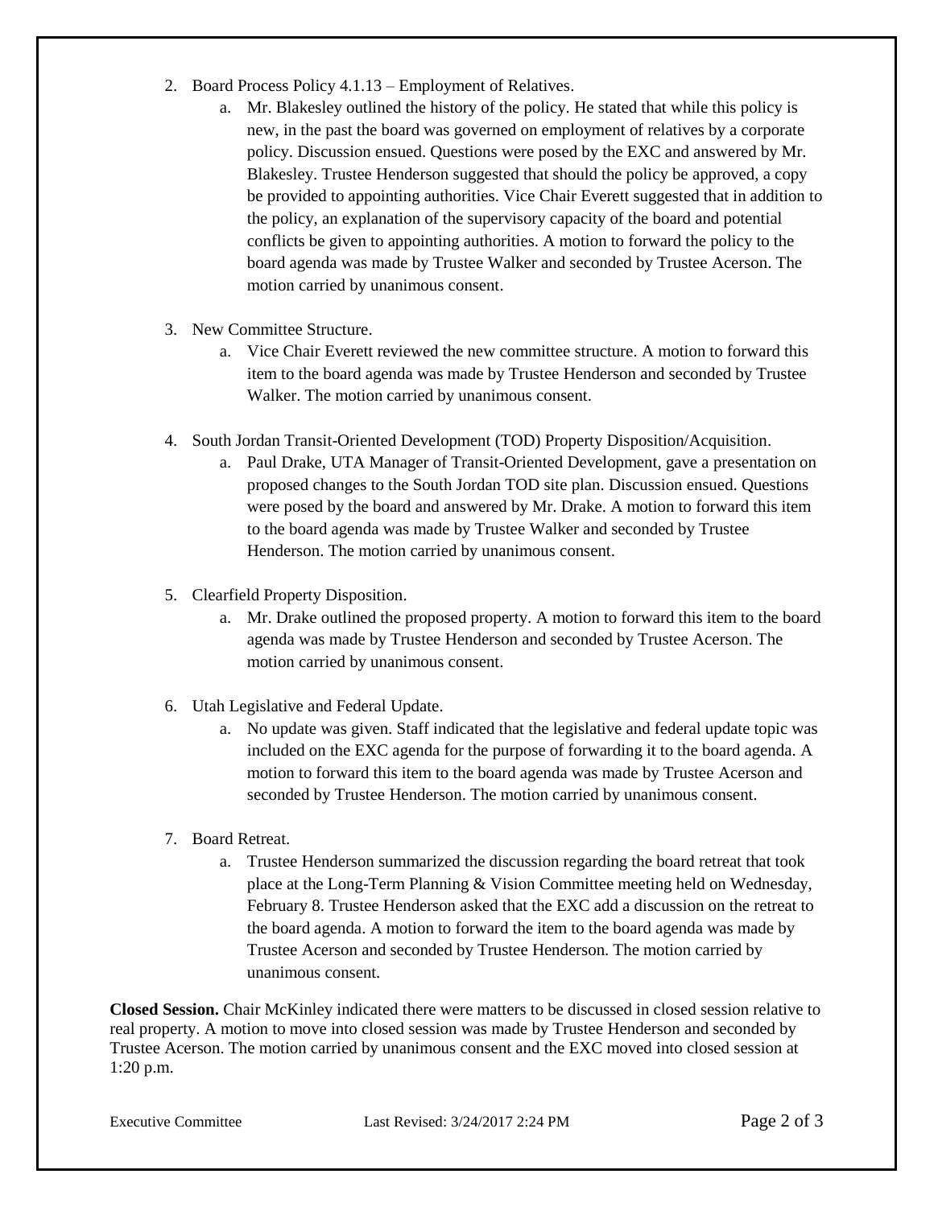2. Board Process Policy 4.1.13 – Employment of Relatives.
    a. Mr. Blakesley outlined the history of the policy. He stated that while this policy is new, in the past the board was governed on employment of relatives by a corporate policy. Discussion ensued. Questions were posed by the EXC and answered by Mr. Blakesley. Trustee Henderson suggested that should the policy be approved, a copy be provided to appointing authorities. Vice Chair Everett suggested that in addition to the policy, an explanation of the supervisory capacity of the board and potential conflicts be given to appointing authorities. A motion to forward the policy to the board agenda was made by Trustee Walker and seconded by Trustee Acerson. The motion carried by unanimous consent.

3. New Committee Structure.
    a. Vice Chair Everett reviewed the new committee structure. A motion to forward this item to the board agenda was made by Trustee Henderson and seconded by Trustee Walker. The motion carried by unanimous consent.

4. South Jordan Transit-Oriented Development (TOD) Property Disposition/Acquisition.
    a. Paul Drake, UTA Manager of Transit-Oriented Development, gave a presentation on proposed changes to the South Jordan TOD site plan. Discussion ensued. Questions were posed by the board and answered by Mr. Drake. A motion to forward this item to the board agenda was made by Trustee Walker and seconded by Trustee Henderson. The motion carried by unanimous consent.

5. Clearfield Property Disposition.
    a. Mr. Drake outlined the proposed property. A motion to forward this item to the board agenda was made by Trustee Henderson and seconded by Trustee Acerson. The motion carried by unanimous consent.

6. Utah Legislative and Federal Update.
    a. No update was given. Staff indicated that the legislative and federal update topic was included on the EXC agenda for the purpose of forwarding it to the board agenda. A motion to forward this item to the board agenda was made by Trustee Acerson and seconded by Trustee Henderson. The motion carried by unanimous consent.

7. Board Retreat.
    a. Trustee Henderson summarized the discussion regarding the board retreat that took place at the Long-Term Planning & Vision Committee meeting held on Wednesday, February 8. Trustee Henderson asked that the EXC add a discussion on the retreat to the board agenda. A motion to forward the item to the board agenda was made by Trustee Acerson and seconded by Trustee Henderson. The motion carried by unanimous consent.

**Closed Session.** Chair McKinley indicated there were matters to be discussed in closed session relative to real property. A motion to move into closed session was made by Trustee Henderson and seconded by Trustee Acerson. The motion carried by unanimous consent and the EXC moved into closed session at 1:20 p.m.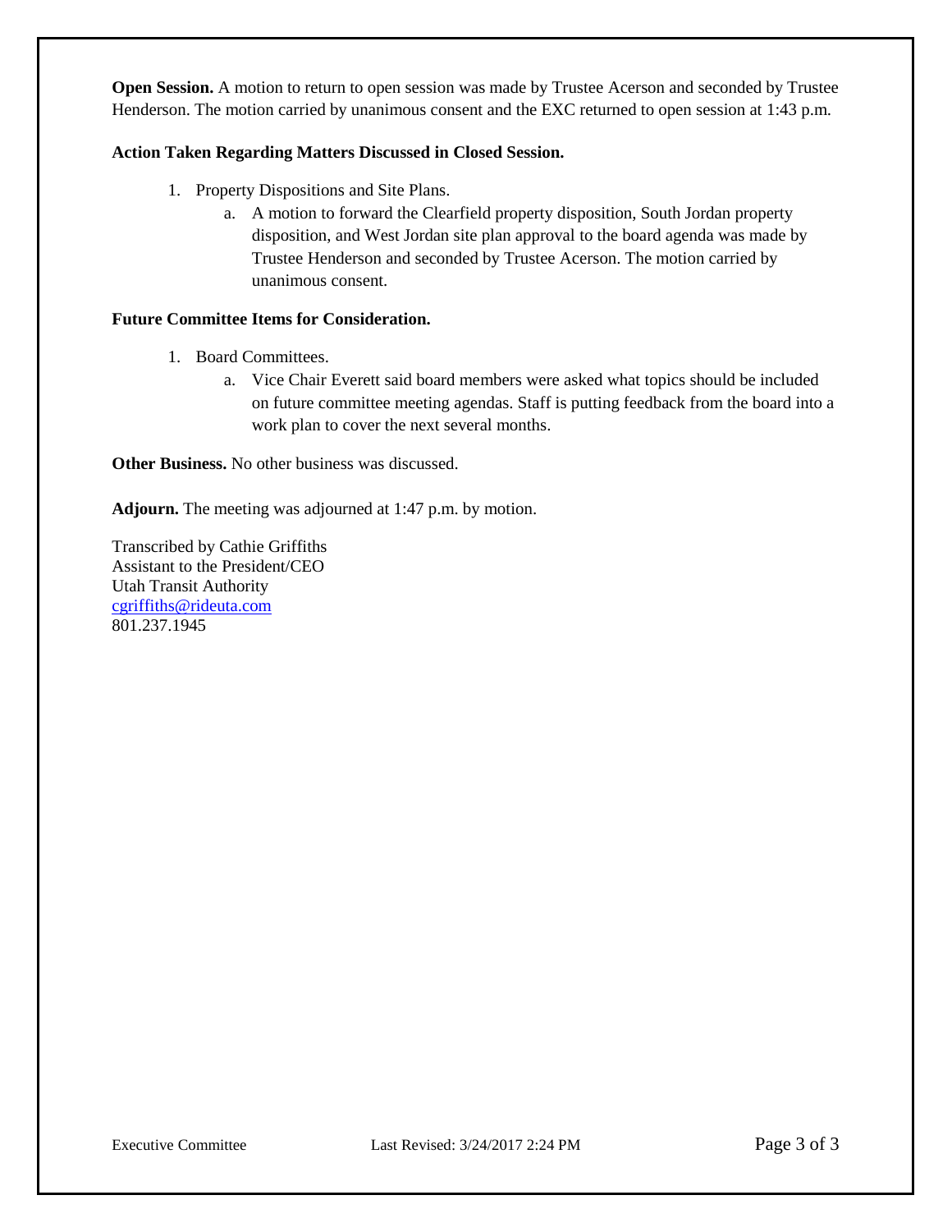**Open Session.** A motion to return to open session was made by Trustee Acerson and seconded by Trustee Henderson. The motion carried by unanimous consent and the EXC returned to open session at 1:43 p.m.

**Action Taken Regarding Matters Discussed in Closed Session.**

1. Property Dispositions and Site Plans.
   a. A motion to forward the Clearfield property disposition, South Jordan property disposition, and West Jordan site plan approval to the board agenda was made by Trustee Henderson and seconded by Trustee Acerson. The motion carried by unanimous consent.

**Future Committee Items for Consideration.**

1. Board Committees.
   a. Vice Chair Everett said board members were asked what topics should be included on future committee meeting agendas. Staff is putting feedback from the board into a work plan to cover the next several months.

**Other Business.** No other business was discussed.

**Adjourn.** The meeting was adjourned at 1:47 p.m. by motion.

Transcribed by Cathie Griffiths
Assistant to the President/CEO
Utah Transit Authority
cgriffiths@rideuta.com
801.237.1945